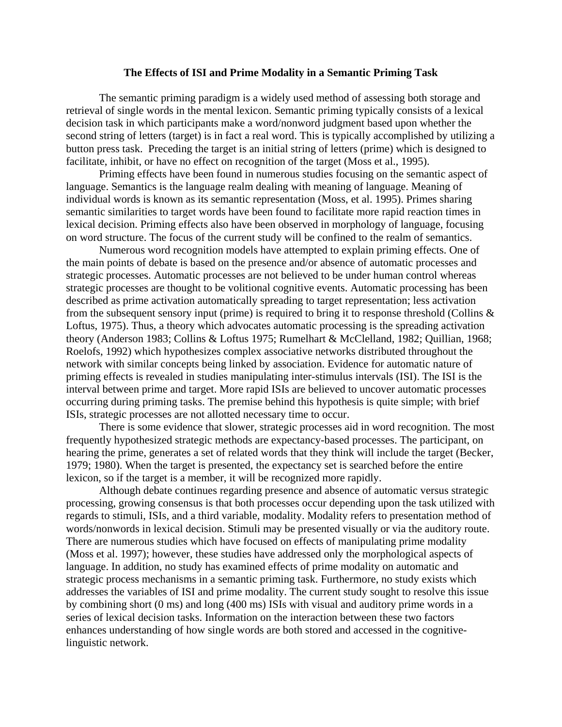# The Effects of ISI and Prime Modality in a Semantic Priming Task

The semantic priming paradigm is a widely used method of assessing both storage and retrieval of single words in the mental lexicon. Semantic priming typically consists of a lexical decision task in which participants make a word/nonword judgment based upon whether the second string of letters (target) is in fact a real word. This is typically accomplished by utilizing a button press task. Preceding the target is an initial string of letters (prime) which is designed to facilitate, inhibit, or have no effect on recognition of the target (Moss et al., 1995).

Priming effects have been found in numerous studies focusing on the semantic aspect of language. Semantics is the language realm dealing with meaning of language. Meaning of individual words is known as its semantic representation (Moss, et al. 1995). Primes sharing semantic similarities to target words have been found to facilitate more rapid reaction times in lexical decision. Priming effects also have been observed in morphology of language, focusing on word structure. The focus of the current study will be confined to the realm of semantics.

Numerous word recognition models have attempted to explain priming effects. One of the main points of debate is based on the presence and/or absence of automatic processes and strategic processes. Automatic processes are not believed to be under human control whereas strategic processes are thought to be volitional cognitive events. Automatic processing has been described as prime activation automatically spreading to target representation; less activation from the subsequent sensory input (prime) is required to bring it to response threshold (Collins & Loftus, 1975). Thus, a theory which advocates automatic processing is the spreading activation theory (Anderson 1983; Collins & Loftus 1975; Rumelhart & McClelland, 1982; Quillian, 1968; Roelofs, 1992) which hypothesizes complex associative networks distributed throughout the network with similar concepts being linked by association. Evidence for automatic nature of priming effects is revealed in studies manipulating inter-stimulus intervals (ISI). The ISI is the interval between prime and target. More rapid ISIs are believed to uncover automatic processes occurring during priming tasks. The premise behind this hypothesis is quite simple; with brief ISIs, strategic processes are not allotted necessary time to occur.

There is some evidence that slower, strategic processes aid in word recognition. The most frequently hypothesized strategic methods are expectancy-based processes. The participant, on hearing the prime, generates a set of related words that they think will include the target (Becker, 1979; 1980). When the target is presented, the expectancy set is searched before the entire lexicon, so if the target is a member, it will be recognized more rapidly.

Although debate continues regarding presence and absence of automatic versus strategic processing, growing consensus is that both processes occur depending upon the task utilized with regards to stimuli, ISIs, and a third variable, modality. Modality refers to presentation method of words/nonwords in lexical decision. Stimuli may be presented visually or via the auditory route. There are numerous studies which have focused on effects of manipulating prime modality (Moss et al. 1997); however, these studies have addressed only the morphological aspects of language. In addition, no study has examined effects of prime modality on automatic and strategic process mechanisms in a semantic priming task. Furthermore, no study exists which addresses the variables of ISI and prime modality. The current study sought to resolve this issue by combining short (0 ms) and long (400 ms) ISIs with visual and auditory prime words in a series of lexical decision tasks. Information on the interaction between these two factors enhances understanding of how single words are both stored and accessed in the cognitive-linguistic network.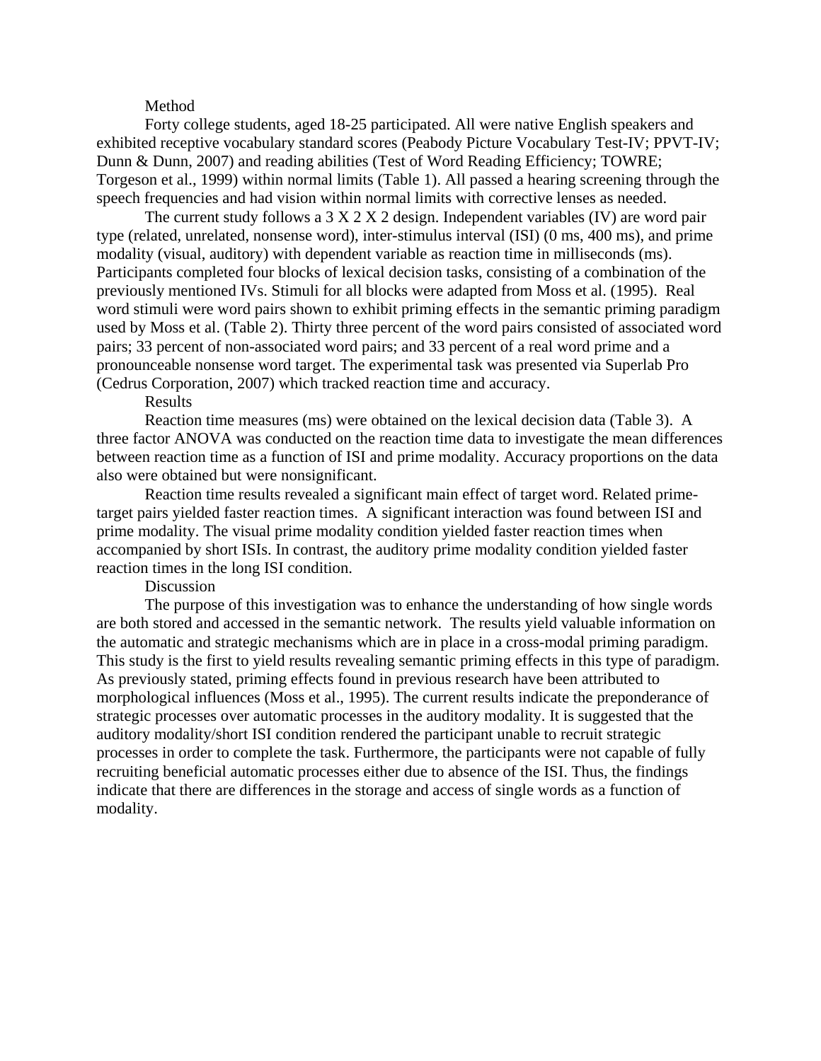## Method

Forty college students, aged 18-25 participated. All were native English speakers and exhibited receptive vocabulary standard scores (Peabody Picture Vocabulary Test-IV; PPVT-IV; Dunn & Dunn, 2007) and reading abilities (Test of Word Reading Efficiency; TOWRE; Torgeson et al., 1999) within normal limits (Table 1). All passed a hearing screening through the speech frequencies and had vision within normal limits with corrective lenses as needed.

The current study follows a 3 X 2 X 2 design. Independent variables (IV) are word pair type (related, unrelated, nonsense word), inter-stimulus interval (ISI) (0 ms, 400 ms), and prime modality (visual, auditory) with dependent variable as reaction time in milliseconds (ms). Participants completed four blocks of lexical decision tasks, consisting of a combination of the previously mentioned IVs. Stimuli for all blocks were adapted from Moss et al. (1995). Real word stimuli were word pairs shown to exhibit priming effects in the semantic priming paradigm used by Moss et al. (Table 2). Thirty three percent of the word pairs consisted of associated word pairs; 33 percent of non-associated word pairs; and 33 percent of a real word prime and a pronounceable nonsense word target. The experimental task was presented via Superlab Pro (Cedrus Corporation, 2007) which tracked reaction time and accuracy.

## Results

Reaction time measures (ms) were obtained on the lexical decision data (Table 3). A three factor ANOVA was conducted on the reaction time data to investigate the mean differences between reaction time as a function of ISI and prime modality. Accuracy proportions on the data also were obtained but were nonsignificant.

Reaction time results revealed a significant main effect of target word. Related prime-target pairs yielded faster reaction times. A significant interaction was found between ISI and prime modality. The visual prime modality condition yielded faster reaction times when accompanied by short ISIs. In contrast, the auditory prime modality condition yielded faster reaction times in the long ISI condition.

## Discussion

The purpose of this investigation was to enhance the understanding of how single words are both stored and accessed in the semantic network. The results yield valuable information on the automatic and strategic mechanisms which are in place in a cross-modal priming paradigm. This study is the first to yield results revealing semantic priming effects in this type of paradigm. As previously stated, priming effects found in previous research have been attributed to morphological influences (Moss et al., 1995). The current results indicate the preponderance of strategic processes over automatic processes in the auditory modality. It is suggested that the auditory modality/short ISI condition rendered the participant unable to recruit strategic processes in order to complete the task. Furthermore, the participants were not capable of fully recruiting beneficial automatic processes either due to absence of the ISI. Thus, the findings indicate that there are differences in the storage and access of single words as a function of modality.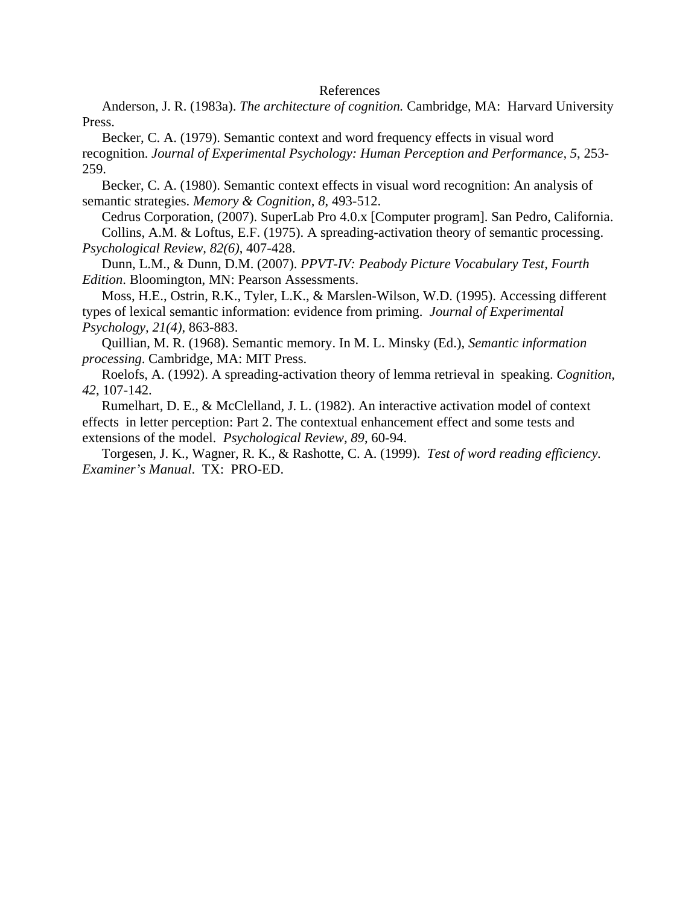# References

Anderson, J. R. (1983a). *The architecture of cognition.* Cambridge, MA: Harvard University Press.

Becker, C. A. (1979). Semantic context and word frequency effects in visual word recognition. *Journal of Experimental Psychology: Human Perception and Performance*, *5*, 253-259.

Becker, C. A. (1980). Semantic context effects in visual word recognition: An analysis of semantic strategies. *Memory & Cognition, 8*, 493-512.

Cedrus Corporation, (2007). SuperLab Pro 4.0.x [Computer program]. San Pedro, California.

Collins, A.M. & Loftus, E.F. (1975). A spreading-activation theory of semantic processing. *Psychological Review, 82(6)*, 407-428.

Dunn, L.M., & Dunn, D.M. (2007). *PPVT-IV: Peabody Picture Vocabulary Test, Fourth Edition*. Bloomington, MN: Pearson Assessments.

Moss, H.E., Ostrin, R.K., Tyler, L.K., & Marslen-Wilson, W.D. (1995). Accessing different types of lexical semantic information: evidence from priming. *Journal of Experimental Psychology, 21(4)*, 863-883.

Quillian, M. R. (1968). Semantic memory. In M. L. Minsky (Ed.), *Semantic information processing*. Cambridge, MA: MIT Press.

Roelofs, A. (1992). A spreading-activation theory of lemma retrieval in speaking. *Cognition, 42*, 107-142.

Rumelhart, D. E., & McClelland, J. L. (1982). An interactive activation model of context effects in letter perception: Part 2. The contextual enhancement effect and some tests and extensions of the model. *Psychological Review, 89*, 60-94.

Torgesen, J. K., Wagner, R. K., & Rashotte, C. A. (1999). *Test of word reading efficiency. Examiner's Manual*. TX: PRO-ED.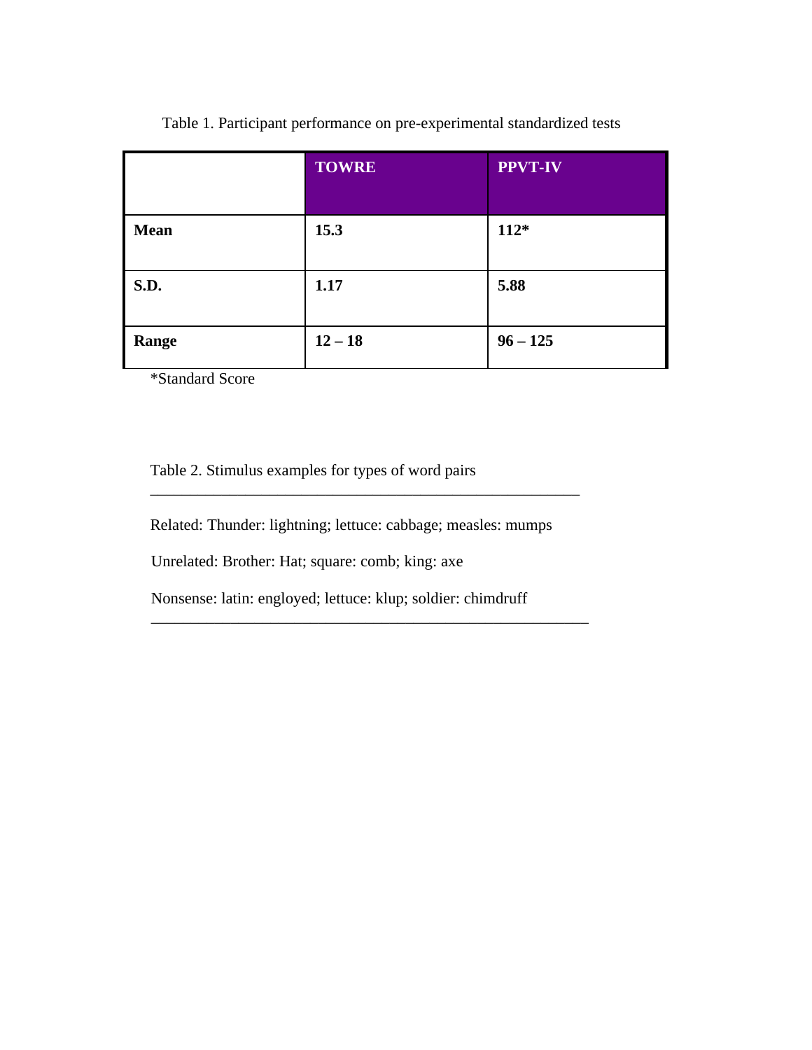Table 1. Participant performance on pre-experimental standardized tests

| | TOWRE | PPVT-IV |
|---|---|---|
| **Mean** | **15.3** | **112*** |
| **S.D.** | **1.17** | **5.88** |
| **Range** | **12 – 18** | **96 – 125** |

*Standard Score

Table 2. Stimulus examples for types of word pairs

---

Related: Thunder: lightning; lettuce: cabbage; measles: mumps

Unrelated: Brother: Hat; square: comb; king: axe

Nonsense: latin: engloyed; lettuce: klup; soldier: chimdruff

---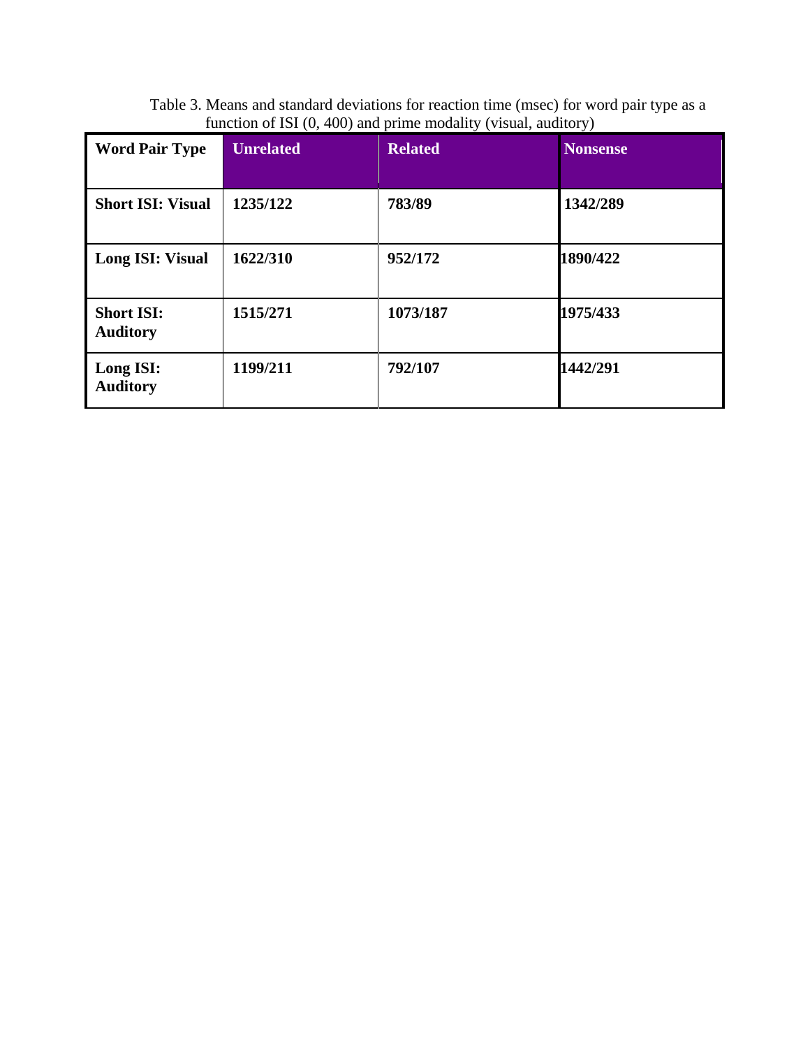Table 3. Means and standard deviations for reaction time (msec) for word pair type as a function of ISI (0, 400) and prime modality (visual, auditory)

| Word Pair Type | Unrelated | Related | Nonsense |
|---|---|---|---|
| **Short ISI: Visual** | **1235/122** | **783/89** | **1342/289** |
| **Long ISI: Visual** | **1622/310** | **952/172** | **1890/422** |
| **Short ISI: Auditory** | **1515/271** | **1073/187** | **1975/433** |
| **Long ISI: Auditory** | **1199/211** | **792/107** | **1442/291** |